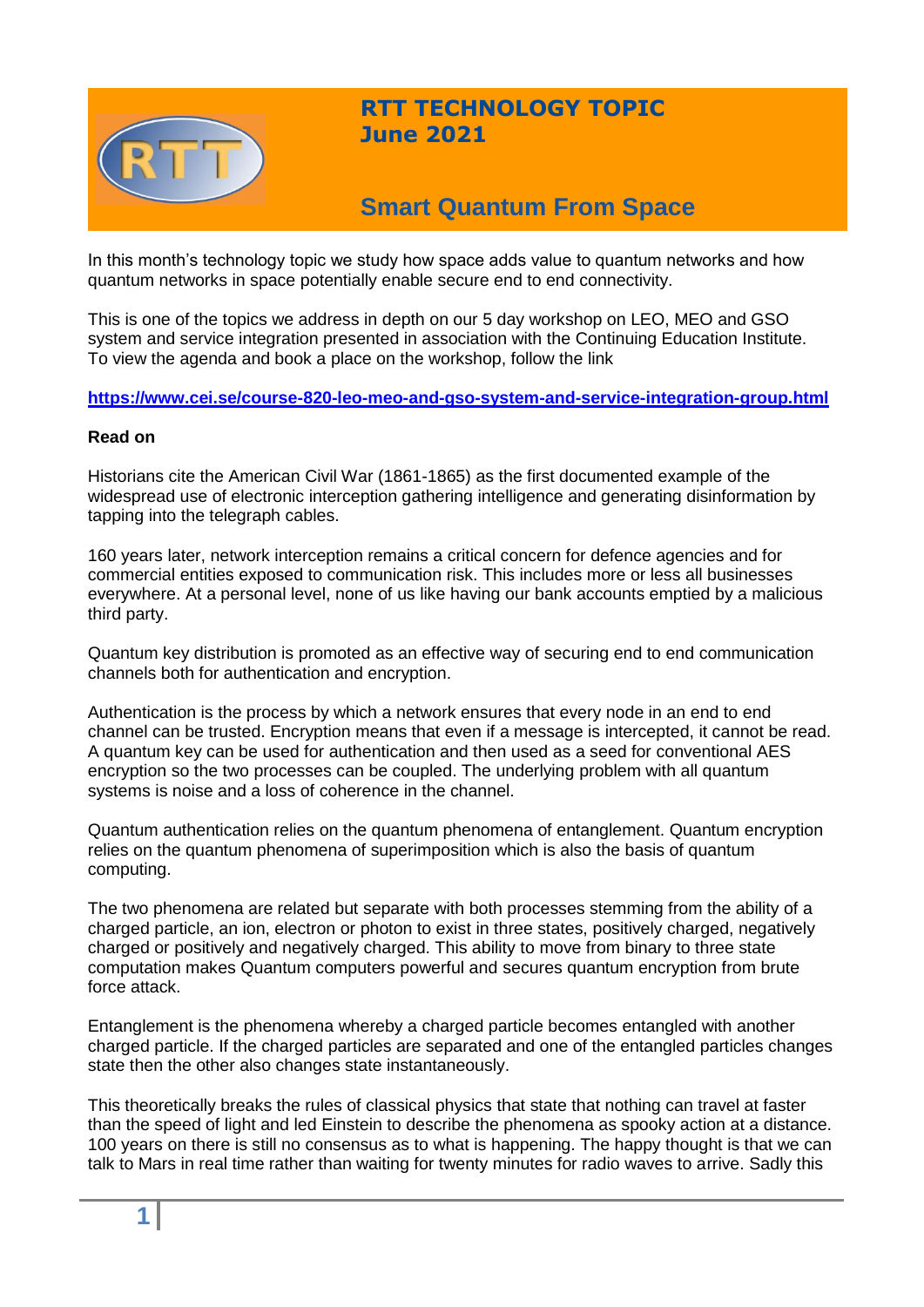# RTT TECHNOLOGY TOPIC
## June 2021

# Smart Quantum From Space

In this month's technology topic we study how space adds value to quantum networks and how quantum networks in space potentially enable secure end to end connectivity.

This is one of the topics we address in depth on our 5 day workshop on LEO, MEO and GSO system and service integration presented in association with the Continuing Education Institute. To view the agenda and book a place on the workshop, follow the link

**https://www.cei.se/course-820-leo-meo-and-gso-system-and-service-integration-group.html**

**Read on**

Historians cite the American Civil War (1861-1865) as the first documented example of the widespread use of electronic interception gathering intelligence and generating disinformation by tapping into the telegraph cables.

160 years later, network interception remains a critical concern for defence agencies and for commercial entities exposed to communication risk. This includes more or less all businesses everywhere. At a personal level, none of us like having our bank accounts emptied by a malicious third party.

Quantum key distribution is promoted as an effective way of securing end to end communication channels both for authentication and encryption.

Authentication is the process by which a network ensures that every node in an end to end channel can be trusted. Encryption means that even if a message is intercepted, it cannot be read. A quantum key can be used for authentication and then used as a seed for conventional AES encryption so the two processes can be coupled. The underlying problem with all quantum systems is noise and a loss of coherence in the channel.

Quantum authentication relies on the quantum phenomena of entanglement. Quantum encryption relies on the quantum phenomena of superimposition which is also the basis of quantum computing.

The two phenomena are related but separate with both processes stemming from the ability of a charged particle, an ion, electron or photon to exist in three states, positively charged, negatively charged or positively and negatively charged. This ability to move from binary to three state computation makes Quantum computers powerful and secures quantum encryption from brute force attack.

Entanglement is the phenomena whereby a charged particle becomes entangled with another charged particle. If the charged particles are separated and one of the entangled particles changes state then the other also changes state instantaneously.

This theoretically breaks the rules of classical physics that state that nothing can travel at faster than the speed of light and led Einstein to describe the phenomena as spooky action at a distance. 100 years on there is still no consensus as to what is happening. The happy thought is that we can talk to Mars in real time rather than waiting for twenty minutes for radio waves to arrive. Sadly this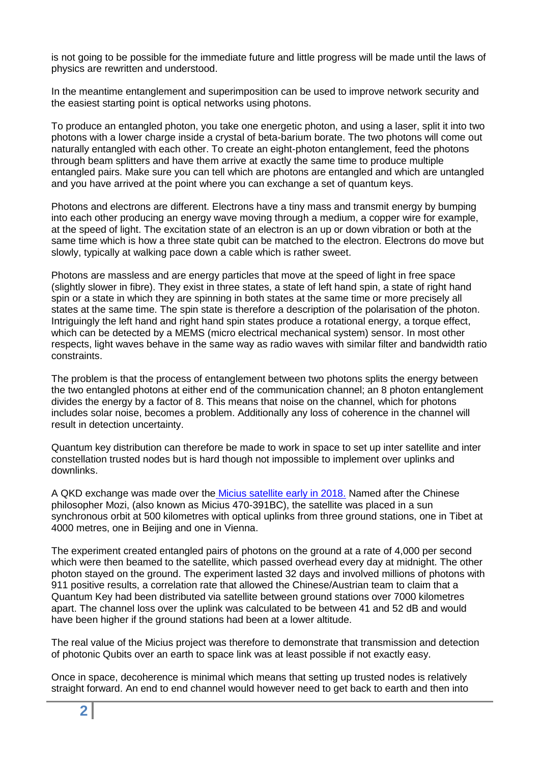is not going to be possible for the immediate future and little progress will be made until the laws of physics are rewritten and understood.

In the meantime entanglement and superimposition can be used to improve network security and the easiest starting point is optical networks using photons.

To produce an entangled photon, you take one energetic photon, and using a laser, split it into two photons with a lower charge inside a crystal of beta-barium borate. The two photons will come out naturally entangled with each other. To create an eight-photon entanglement, feed the photons through beam splitters and have them arrive at exactly the same time to produce multiple entangled pairs. Make sure you can tell which are photons are entangled and which are untangled and you have arrived at the point where you can exchange a set of quantum keys.

Photons and electrons are different. Electrons have a tiny mass and transmit energy by bumping into each other producing an energy wave moving through a medium, a copper wire for example, at the speed of light. The excitation state of an electron is an up or down vibration or both at the same time which is how a three state qubit can be matched to the electron. Electrons do move but slowly, typically at walking pace down a cable which is rather sweet.

Photons are massless and are energy particles that move at the speed of light in free space (slightly slower in fibre). They exist in three states, a state of left hand spin, a state of right hand spin or a state in which they are spinning in both states at the same time or more precisely all states at the same time. The spin state is therefore a description of the polarisation of the photon. Intriguingly the left hand and right hand spin states produce a rotational energy, a torque effect, which can be detected by a MEMS (micro electrical mechanical system) sensor. In most other respects, light waves behave in the same way as radio waves with similar filter and bandwidth ratio constraints.

The problem is that the process of entanglement between two photons splits the energy between the two entangled photons at either end of the communication channel; an 8 photon entanglement divides the energy by a factor of 8. This means that noise on the channel, which for photons includes solar noise, becomes a problem. Additionally any loss of coherence in the channel will result in detection uncertainty.

Quantum key distribution can therefore be made to work in space to set up inter satellite and inter constellation trusted nodes but is hard though not impossible to implement over uplinks and downlinks.

A QKD exchange was made over the [Micius satellite early in 2018.](#) Named after the Chinese philosopher Mozi, (also known as Micius 470-391BC), the satellite was placed in a sun synchronous orbit at 500 kilometres with optical uplinks from three ground stations, one in Tibet at 4000 metres, one in Beijing and one in Vienna.

The experiment created entangled pairs of photons on the ground at a rate of 4,000 per second which were then beamed to the satellite, which passed overhead every day at midnight. The other photon stayed on the ground. The experiment lasted 32 days and involved millions of photons with 911 positive results, a correlation rate that allowed the Chinese/Austrian team to claim that a Quantum Key had been distributed via satellite between ground stations over 7000 kilometres apart. The channel loss over the uplink was calculated to be between 41 and 52 dB and would have been higher if the ground stations had been at a lower altitude.

The real value of the Micius project was therefore to demonstrate that transmission and detection of photonic Qubits over an earth to space link was at least possible if not exactly easy.

Once in space, decoherence is minimal which means that setting up trusted nodes is relatively straight forward. An end to end channel would however need to get back to earth and then into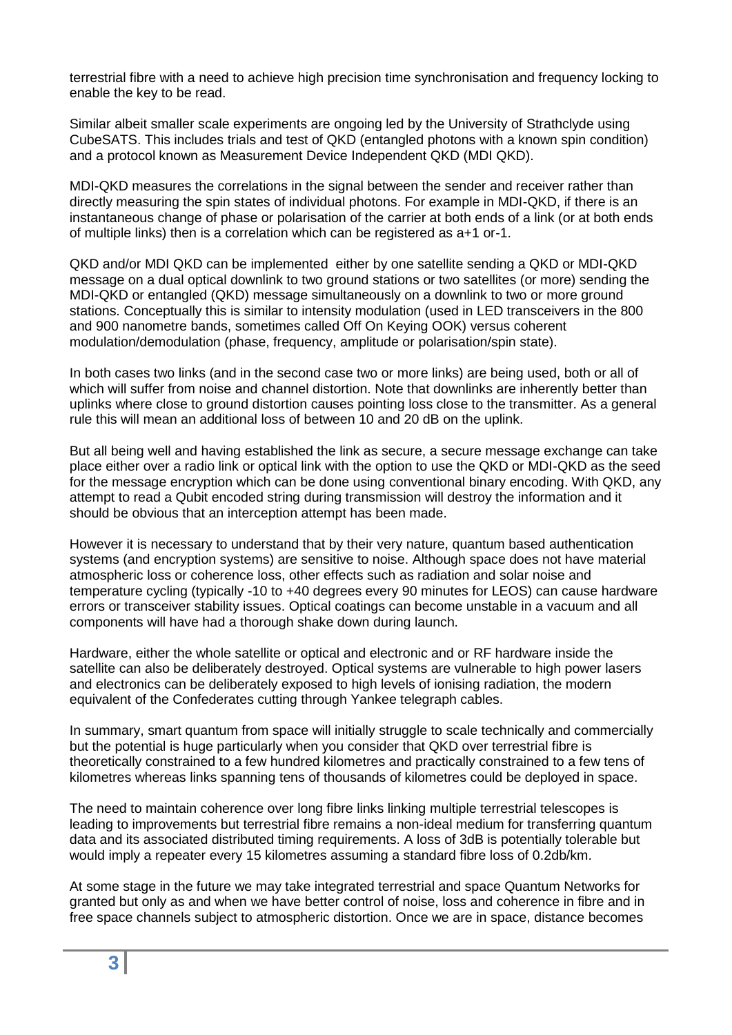terrestrial fibre with a need to achieve high precision time synchronisation and frequency locking to enable the key to be read.

Similar albeit smaller scale experiments are ongoing led by the University of Strathclyde using CubeSATS. This includes trials and test of QKD (entangled photons with a known spin condition) and a protocol known as Measurement Device Independent QKD (MDI QKD).

MDI-QKD measures the correlations in the signal between the sender and receiver rather than directly measuring the spin states of individual photons. For example in MDI-QKD, if there is an instantaneous change of phase or polarisation of the carrier at both ends of a link (or at both ends of multiple links) then is a correlation which can be registered as a+1 or-1.

QKD and/or MDI QKD can be implemented either by one satellite sending a QKD or MDI-QKD message on a dual optical downlink to two ground stations or two satellites (or more) sending the MDI-QKD or entangled (QKD) message simultaneously on a downlink to two or more ground stations. Conceptually this is similar to intensity modulation (used in LED transceivers in the 800 and 900 nanometre bands, sometimes called Off On Keying OOK) versus coherent modulation/demodulation (phase, frequency, amplitude or polarisation/spin state).

In both cases two links (and in the second case two or more links) are being used, both or all of which will suffer from noise and channel distortion. Note that downlinks are inherently better than uplinks where close to ground distortion causes pointing loss close to the transmitter. As a general rule this will mean an additional loss of between 10 and 20 dB on the uplink.

But all being well and having established the link as secure, a secure message exchange can take place either over a radio link or optical link with the option to use the QKD or MDI-QKD as the seed for the message encryption which can be done using conventional binary encoding. With QKD, any attempt to read a Qubit encoded string during transmission will destroy the information and it should be obvious that an interception attempt has been made.

However it is necessary to understand that by their very nature, quantum based authentication systems (and encryption systems) are sensitive to noise. Although space does not have material atmospheric loss or coherence loss, other effects such as radiation and solar noise and temperature cycling (typically -10 to +40 degrees every 90 minutes for LEOS) can cause hardware errors or transceiver stability issues. Optical coatings can become unstable in a vacuum and all components will have had a thorough shake down during launch.

Hardware, either the whole satellite or optical and electronic and or RF hardware inside the satellite can also be deliberately destroyed. Optical systems are vulnerable to high power lasers and electronics can be deliberately exposed to high levels of ionising radiation, the modern equivalent of the Confederates cutting through Yankee telegraph cables.

In summary, smart quantum from space will initially struggle to scale technically and commercially but the potential is huge particularly when you consider that QKD over terrestrial fibre is theoretically constrained to a few hundred kilometres and practically constrained to a few tens of kilometres whereas links spanning tens of thousands of kilometres could be deployed in space.

The need to maintain coherence over long fibre links linking multiple terrestrial telescopes is leading to improvements but terrestrial fibre remains a non-ideal medium for transferring quantum data and its associated distributed timing requirements. A loss of 3dB is potentially tolerable but would imply a repeater every 15 kilometres assuming a standard fibre loss of 0.2db/km.

At some stage in the future we may take integrated terrestrial and space Quantum Networks for granted but only as and when we have better control of noise, loss and coherence in fibre and in free space channels subject to atmospheric distortion. Once we are in space, distance becomes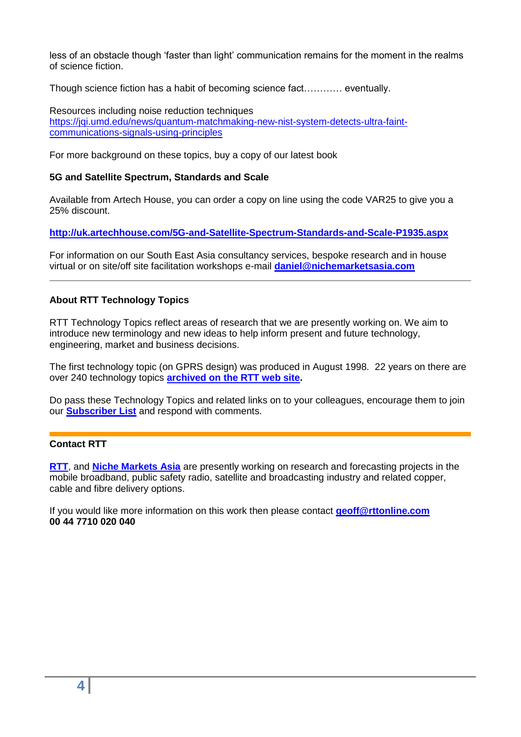less of an obstacle though 'faster than light' communication remains for the moment in the realms of science fiction.

Though science fiction has a habit of becoming science fact………… eventually.

Resources including noise reduction techniques
https://jqi.umd.edu/news/quantum-matchmaking-new-nist-system-detects-ultra-faint-communications-signals-using-principles

For more background on these topics, buy a copy of our latest book

**5G and Satellite Spectrum, Standards and Scale**

Available from Artech House, you can order a copy on line using the code VAR25 to give you a 25% discount.

**http://uk.artechhouse.com/5G-and-Satellite-Spectrum-Standards-and-Scale-P1935.aspx**

For information on our South East Asia consultancy services, bespoke research and in house virtual or on site/off site facilitation workshops e-mail **daniel@nichemarketsasia.com**

---

**About RTT Technology Topics**

RTT Technology Topics reflect areas of research that we are presently working on. We aim to introduce new terminology and new ideas to help inform present and future technology, engineering, market and business decisions.

The first technology topic (on GPRS design) was produced in August 1998. 22 years on there are over 240 technology topics **archived on the RTT web site.**

Do pass these Technology Topics and related links on to your colleagues, encourage them to join our **Subscriber List** and respond with comments.

---

**Contact RTT**

**RTT**, and **Niche Markets Asia** are presently working on research and forecasting projects in the mobile broadband, public safety radio, satellite and broadcasting industry and related copper, cable and fibre delivery options.

If you would like more information on this work then please contact **geoff@rttonline.com**
**00 44 7710 020 040**